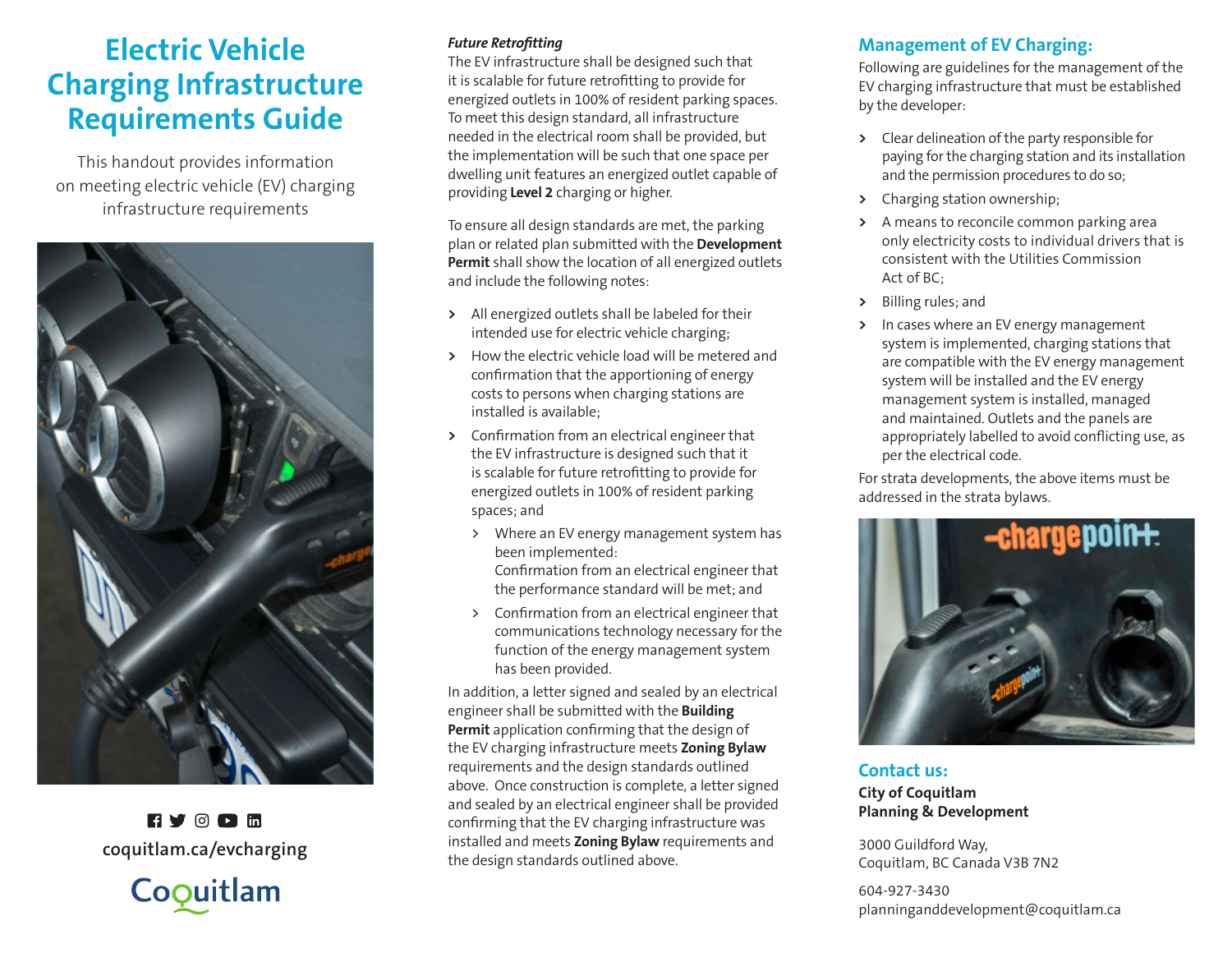# Electric Vehicle Charging Infrastructure Requirements Guide

This handout provides information on meeting electric vehicle (EV) charging infrastructure requirements

coquitlam.ca/evcharging

Coquitlam

### *Future Retrofitting*

The EV infrastructure shall be designed such that it is scalable for future retrofitting to provide for energized outlets in 100% of resident parking spaces. To meet this design standard, all infrastructure needed in the electrical room shall be provided, but the implementation will be such that one space per dwelling unit features an energized outlet capable of providing **Level 2** charging or higher.

To ensure all design standards are met, the parking plan or related plan submitted with the **Development Permit** shall show the location of all energized outlets and include the following notes:

- All energized outlets shall be labeled for their intended use for electric vehicle charging;
- How the electric vehicle load will be metered and confirmation that the apportioning of energy costs to persons when charging stations are installed is available;
- Confirmation from an electrical engineer that the EV infrastructure is designed such that it is scalable for future retrofitting to provide for energized outlets in 100% of resident parking spaces; and
  - Where an EV energy management system has been implemented:
    Confirmation from an electrical engineer that the performance standard will be met; and
  - Confirmation from an electrical engineer that communications technology necessary for the function of the energy management system has been provided.

In addition, a letter signed and sealed by an electrical engineer shall be submitted with the **Building Permit** application confirming that the design of the EV charging infrastructure meets **Zoning Bylaw** requirements and the design standards outlined above. Once construction is complete, a letter signed and sealed by an electrical engineer shall be provided confirming that the EV charging infrastructure was installed and meets **Zoning Bylaw** requirements and the design standards outlined above.

## Management of EV Charging:

Following are guidelines for the management of the EV charging infrastructure that must be established by the developer:

- Clear delineation of the party responsible for paying for the charging station and its installation and the permission procedures to do so;
- Charging station ownership;
- A means to reconcile common parking area only electricity costs to individual drivers that is consistent with the Utilities Commission Act of BC;
- Billing rules; and
- In cases where an EV energy management system is implemented, charging stations that are compatible with the EV energy management system will be installed and the EV energy management system is installed, managed and maintained. Outlets and the panels are appropriately labelled to avoid conflicting use, as per the electrical code.

For strata developments, the above items must be addressed in the strata bylaws.

## Contact us:

**City of Coquitlam**
**Planning & Development**

3000 Guildford Way,
Coquitlam, BC Canada V3B 7N2

604-927-3430
planninganddevelopment@coquitlam.ca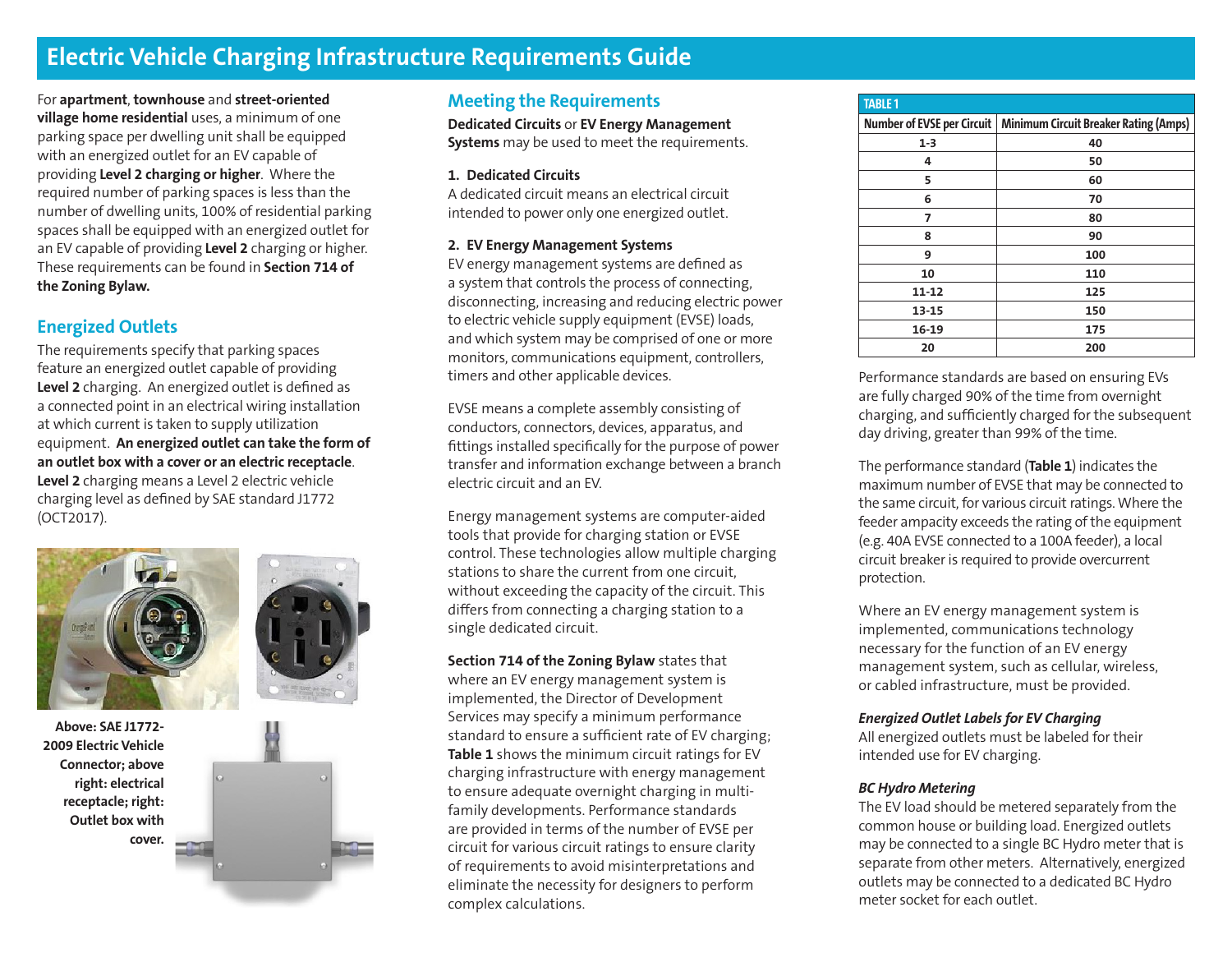# Electric Vehicle Charging Infrastructure Requirements Guide

For **apartment**, **townhouse** and **street-oriented village home residential** uses, a minimum of one parking space per dwelling unit shall be equipped with an energized outlet for an EV capable of providing **Level 2 charging or higher**. Where the required number of parking spaces is less than the number of dwelling units, 100% of residential parking spaces shall be equipped with an energized outlet for an EV capable of providing **Level 2** charging or higher. These requirements can be found in **Section 714 of the Zoning Bylaw.**

## Energized Outlets

The requirements specify that parking spaces feature an energized outlet capable of providing **Level 2** charging. An energized outlet is defined as a connected point in an electrical wiring installation at which current is taken to supply utilization equipment. **An energized outlet can take the form of an outlet box with a cover or an electric receptacle**. **Level 2** charging means a Level 2 electric vehicle charging level as defined by SAE standard J1772 (OCT2017).

**Above: SAE J1772-2009 Electric Vehicle Connector; above right: electrical receptacle; right: Outlet box with cover.**

## Meeting the Requirements

**Dedicated Circuits** or **EV Energy Management Systems** may be used to meet the requirements.

### 1. Dedicated Circuits

A dedicated circuit means an electrical circuit intended to power only one energized outlet.

### 2. EV Energy Management Systems

EV energy management systems are defined as a system that controls the process of connecting, disconnecting, increasing and reducing electric power to electric vehicle supply equipment (EVSE) loads, and which system may be comprised of one or more monitors, communications equipment, controllers, timers and other applicable devices.

EVSE means a complete assembly consisting of conductors, connectors, devices, apparatus, and fittings installed specifically for the purpose of power transfer and information exchange between a branch electric circuit and an EV.

Energy management systems are computer-aided tools that provide for charging station or EVSE control. These technologies allow multiple charging stations to share the current from one circuit, without exceeding the capacity of the circuit. This differs from connecting a charging station to a single dedicated circuit.

**Section 714 of the Zoning Bylaw** states that where an EV energy management system is implemented, the Director of Development Services may specify a minimum performance standard to ensure a sufficient rate of EV charging; **Table 1** shows the minimum circuit ratings for EV charging infrastructure with energy management to ensure adequate overnight charging in multi-family developments. Performance standards are provided in terms of the number of EVSE per circuit for various circuit ratings to ensure clarity of requirements to avoid misinterpretations and eliminate the necessity for designers to perform complex calculations.

**TABLE 1**

| Number of EVSE per Circuit | Minimum Circuit Breaker Rating (Amps) |
|---|---|
| 1-3 | 40 |
| 4 | 50 |
| 5 | 60 |
| 6 | 70 |
| 7 | 80 |
| 8 | 90 |
| 9 | 100 |
| 10 | 110 |
| 11-12 | 125 |
| 13-15 | 150 |
| 16-19 | 175 |
| 20 | 200 |

Performance standards are based on ensuring EVs are fully charged 90% of the time from overnight charging, and sufficiently charged for the subsequent day driving, greater than 99% of the time.

The performance standard (**Table 1**) indicates the maximum number of EVSE that may be connected to the same circuit, for various circuit ratings. Where the feeder ampacity exceeds the rating of the equipment (e.g. 40A EVSE connected to a 100A feeder), a local circuit breaker is required to provide overcurrent protection.

Where an EV energy management system is implemented, communications technology necessary for the function of an EV energy management system, such as cellular, wireless, or cabled infrastructure, must be provided.

### *Energized Outlet Labels for EV Charging*

All energized outlets must be labeled for their intended use for EV charging.

### *BC Hydro Metering*

The EV load should be metered separately from the common house or building load. Energized outlets may be connected to a single BC Hydro meter that is separate from other meters. Alternatively, energized outlets may be connected to a dedicated BC Hydro meter socket for each outlet.